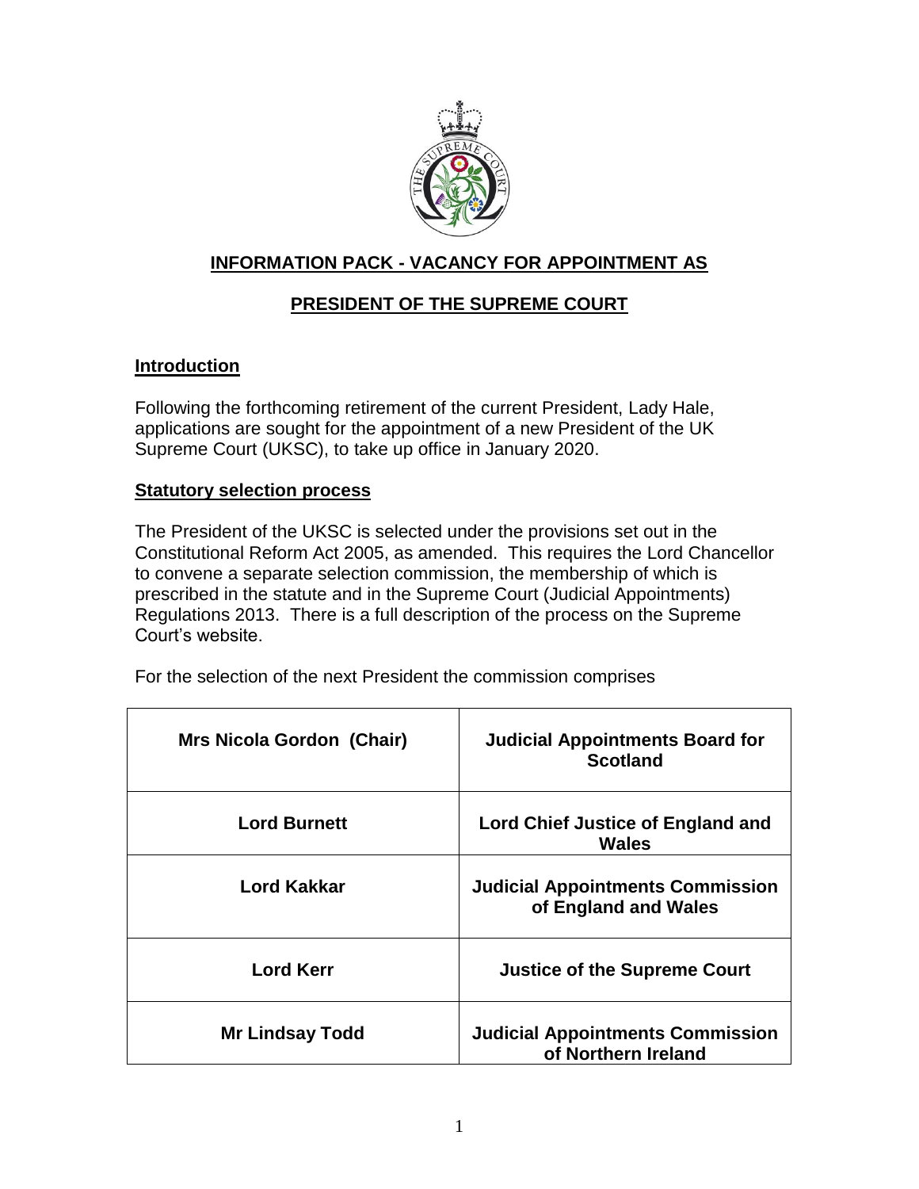## INFORMATION PACK - VACANCY FOR APPOINTMENT AS

## PRESIDENT OF THE SUPREME COURT

### Introduction

Following the forthcoming retirement of the current President, Lady Hale, applications are sought for the appointment of a new President of the UK Supreme Court (UKSC), to take up office in January 2020.

### Statutory selection process

The President of the UKSC is selected under the provisions set out in the Constitutional Reform Act 2005, as amended. This requires the Lord Chancellor to convene a separate selection commission, the membership of which is prescribed in the statute and in the Supreme Court (Judicial Appointments) Regulations 2013. There is a full description of the process on the Supreme Court's website.

For the selection of the next President the commission comprises

| | |
|---|---|
| **Mrs Nicola Gordon (Chair)** | **Judicial Appointments Board for Scotland** |
| **Lord Burnett** | **Lord Chief Justice of England and Wales** |
| **Lord Kakkar** | **Judicial Appointments Commission of England and Wales** |
| **Lord Kerr** | **Justice of the Supreme Court** |
| **Mr Lindsay Todd** | **Judicial Appointments Commission of Northern Ireland** |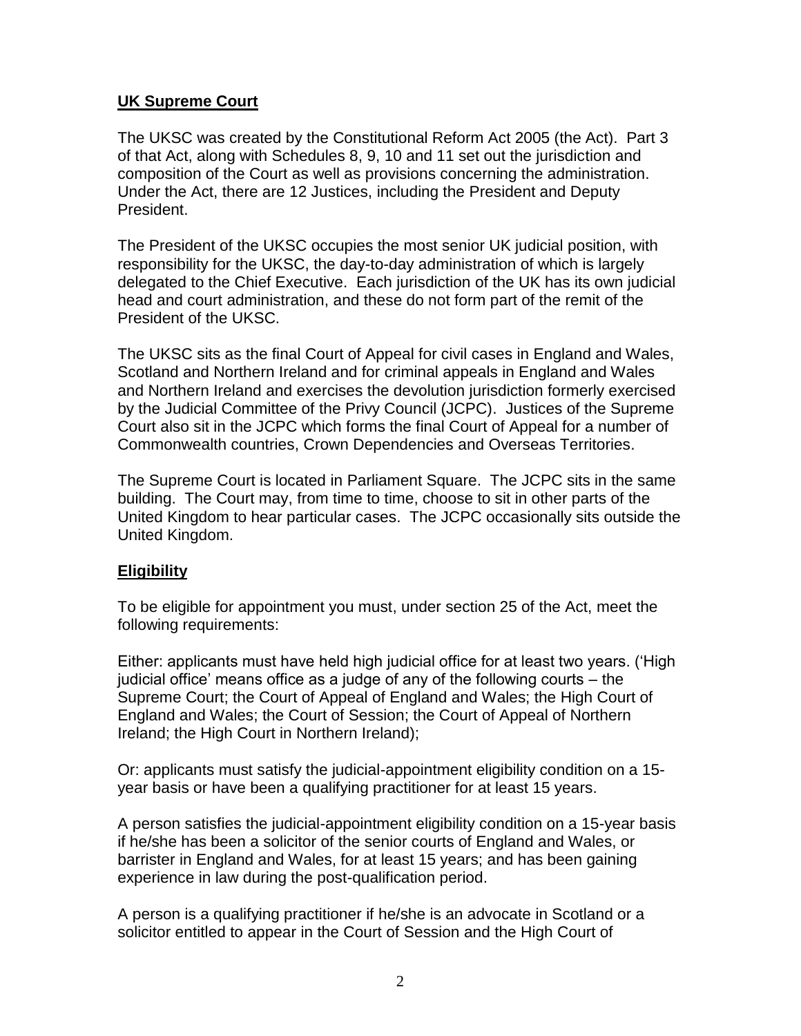**UK Supreme Court**

The UKSC was created by the Constitutional Reform Act 2005 (the Act). Part 3 of that Act, along with Schedules 8, 9, 10 and 11 set out the jurisdiction and composition of the Court as well as provisions concerning the administration. Under the Act, there are 12 Justices, including the President and Deputy President.

The President of the UKSC occupies the most senior UK judicial position, with responsibility for the UKSC, the day-to-day administration of which is largely delegated to the Chief Executive. Each jurisdiction of the UK has its own judicial head and court administration, and these do not form part of the remit of the President of the UKSC.

The UKSC sits as the final Court of Appeal for civil cases in England and Wales, Scotland and Northern Ireland and for criminal appeals in England and Wales and Northern Ireland and exercises the devolution jurisdiction formerly exercised by the Judicial Committee of the Privy Council (JCPC). Justices of the Supreme Court also sit in the JCPC which forms the final Court of Appeal for a number of Commonwealth countries, Crown Dependencies and Overseas Territories.

The Supreme Court is located in Parliament Square. The JCPC sits in the same building. The Court may, from time to time, choose to sit in other parts of the United Kingdom to hear particular cases. The JCPC occasionally sits outside the United Kingdom.

**Eligibility**

To be eligible for appointment you must, under section 25 of the Act, meet the following requirements:

Either: applicants must have held high judicial office for at least two years. ('High judicial office' means office as a judge of any of the following courts – the Supreme Court; the Court of Appeal of England and Wales; the High Court of England and Wales; the Court of Session; the Court of Appeal of Northern Ireland; the High Court in Northern Ireland);

Or: applicants must satisfy the judicial-appointment eligibility condition on a 15-year basis or have been a qualifying practitioner for at least 15 years.

A person satisfies the judicial-appointment eligibility condition on a 15-year basis if he/she has been a solicitor of the senior courts of England and Wales, or barrister in England and Wales, for at least 15 years; and has been gaining experience in law during the post-qualification period.

A person is a qualifying practitioner if he/she is an advocate in Scotland or a solicitor entitled to appear in the Court of Session and the High Court of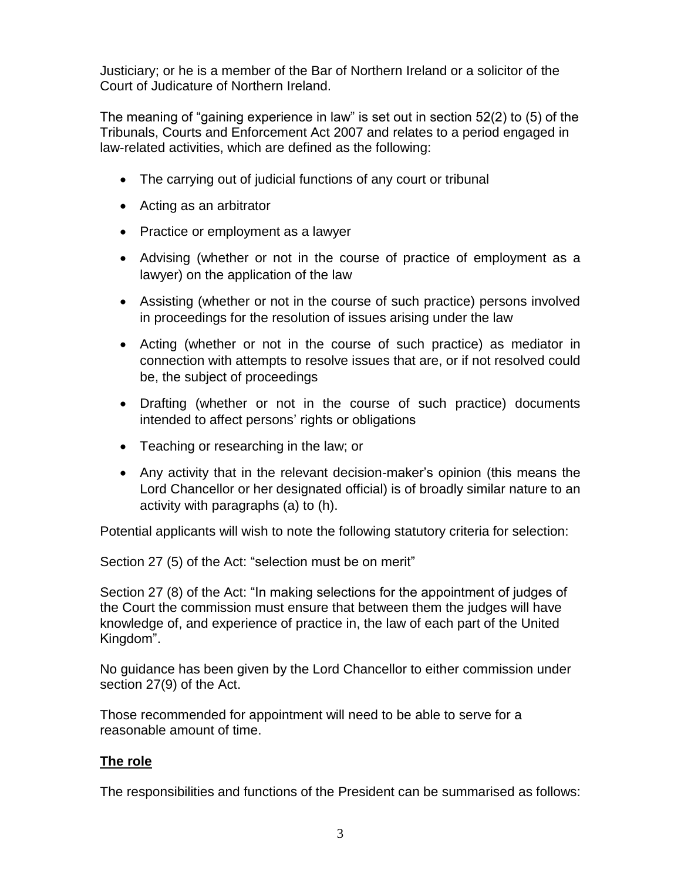Justiciary; or he is a member of the Bar of Northern Ireland or a solicitor of the Court of Judicature of Northern Ireland.

The meaning of "gaining experience in law" is set out in section 52(2) to (5) of the Tribunals, Courts and Enforcement Act 2007 and relates to a period engaged in law-related activities, which are defined as the following:

- The carrying out of judicial functions of any court or tribunal
- Acting as an arbitrator
- Practice or employment as a lawyer
- Advising (whether or not in the course of practice of employment as a lawyer) on the application of the law
- Assisting (whether or not in the course of such practice) persons involved in proceedings for the resolution of issues arising under the law
- Acting (whether or not in the course of such practice) as mediator in connection with attempts to resolve issues that are, or if not resolved could be, the subject of proceedings
- Drafting (whether or not in the course of such practice) documents intended to affect persons' rights or obligations
- Teaching or researching in the law; or
- Any activity that in the relevant decision-maker's opinion (this means the Lord Chancellor or her designated official) is of broadly similar nature to an activity with paragraphs (a) to (h).

Potential applicants will wish to note the following statutory criteria for selection:

Section 27 (5) of the Act: "selection must be on merit"

Section 27 (8) of the Act: "In making selections for the appointment of judges of the Court the commission must ensure that between them the judges will have knowledge of, and experience of practice in, the law of each part of the United Kingdom".

No guidance has been given by the Lord Chancellor to either commission under section 27(9) of the Act.

Those recommended for appointment will need to be able to serve for a reasonable amount of time.

## **The role**

The responsibilities and functions of the President can be summarised as follows: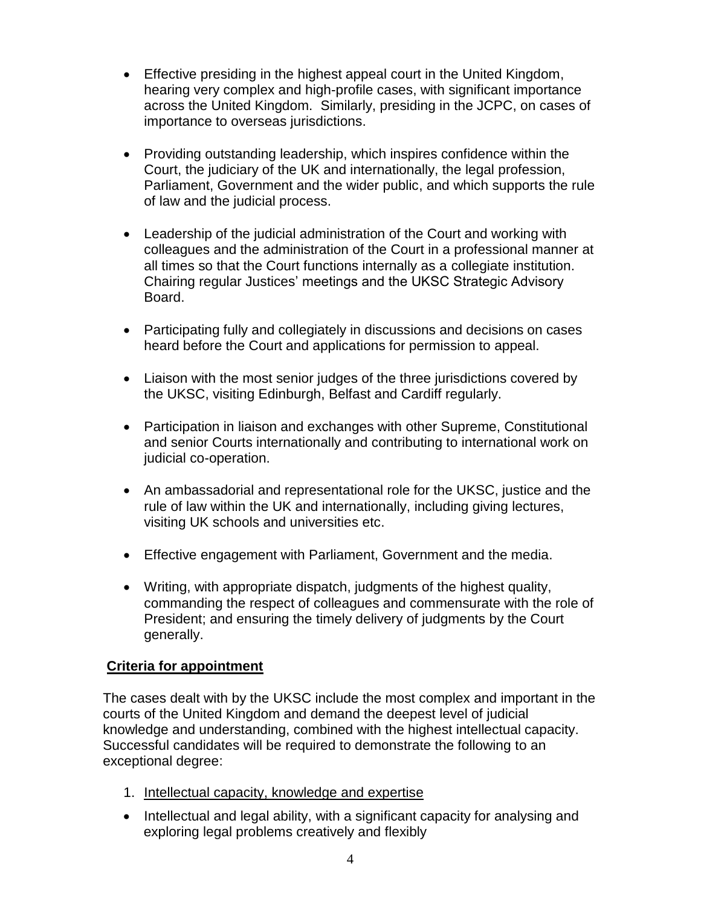- Effective presiding in the highest appeal court in the United Kingdom, hearing very complex and high-profile cases, with significant importance across the United Kingdom. Similarly, presiding in the JCPC, on cases of importance to overseas jurisdictions.

- Providing outstanding leadership, which inspires confidence within the Court, the judiciary of the UK and internationally, the legal profession, Parliament, Government and the wider public, and which supports the rule of law and the judicial process.

- Leadership of the judicial administration of the Court and working with colleagues and the administration of the Court in a professional manner at all times so that the Court functions internally as a collegiate institution. Chairing regular Justices' meetings and the UKSC Strategic Advisory Board.

- Participating fully and collegiately in discussions and decisions on cases heard before the Court and applications for permission to appeal.

- Liaison with the most senior judges of the three jurisdictions covered by the UKSC, visiting Edinburgh, Belfast and Cardiff regularly.

- Participation in liaison and exchanges with other Supreme, Constitutional and senior Courts internationally and contributing to international work on judicial co-operation.

- An ambassadorial and representational role for the UKSC, justice and the rule of law within the UK and internationally, including giving lectures, visiting UK schools and universities etc.

- Effective engagement with Parliament, Government and the media.

- Writing, with appropriate dispatch, judgments of the highest quality, commanding the respect of colleagues and commensurate with the role of President; and ensuring the timely delivery of judgments by the Court generally.

## Criteria for appointment

The cases dealt with by the UKSC include the most complex and important in the courts of the United Kingdom and demand the deepest level of judicial knowledge and understanding, combined with the highest intellectual capacity. Successful candidates will be required to demonstrate the following to an exceptional degree:

1. Intellectual capacity, knowledge and expertise

- Intellectual and legal ability, with a significant capacity for analysing and exploring legal problems creatively and flexibly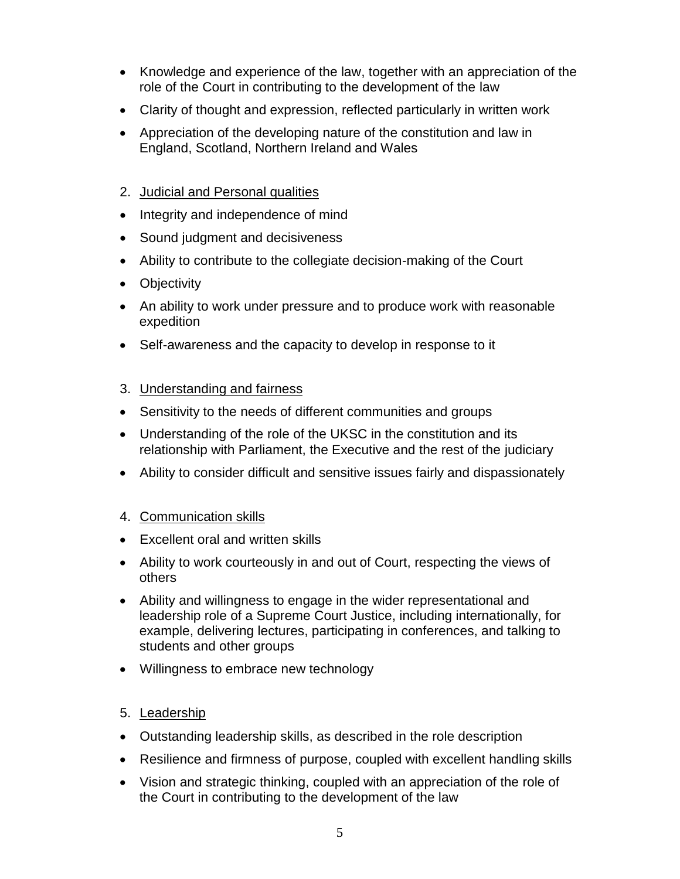- Knowledge and experience of the law, together with an appreciation of the role of the Court in contributing to the development of the law
- Clarity of thought and expression, reflected particularly in written work
- Appreciation of the developing nature of the constitution and law in England, Scotland, Northern Ireland and Wales

2. Judicial and Personal qualities

- Integrity and independence of mind
- Sound judgment and decisiveness
- Ability to contribute to the collegiate decision-making of the Court
- Objectivity
- An ability to work under pressure and to produce work with reasonable expedition
- Self-awareness and the capacity to develop in response to it

3. Understanding and fairness

- Sensitivity to the needs of different communities and groups
- Understanding of the role of the UKSC in the constitution and its relationship with Parliament, the Executive and the rest of the judiciary
- Ability to consider difficult and sensitive issues fairly and dispassionately

4. Communication skills

- Excellent oral and written skills
- Ability to work courteously in and out of Court, respecting the views of others
- Ability and willingness to engage in the wider representational and leadership role of a Supreme Court Justice, including internationally, for example, delivering lectures, participating in conferences, and talking to students and other groups
- Willingness to embrace new technology

5. Leadership

- Outstanding leadership skills, as described in the role description
- Resilience and firmness of purpose, coupled with excellent handling skills
- Vision and strategic thinking, coupled with an appreciation of the role of the Court in contributing to the development of the law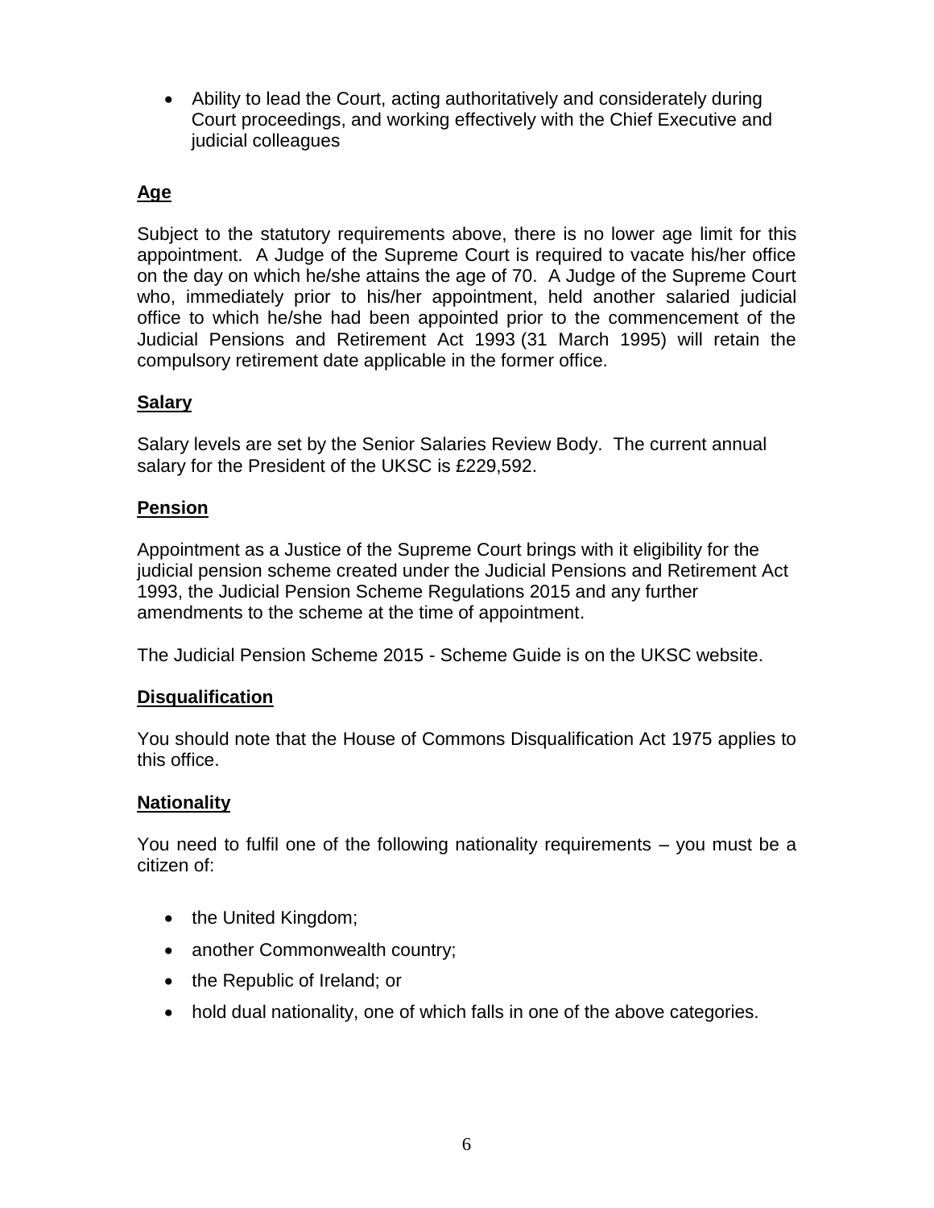- Ability to lead the Court, acting authoritatively and considerately during Court proceedings, and working effectively with the Chief Executive and judicial colleagues

## Age

Subject to the statutory requirements above, there is no lower age limit for this appointment. A Judge of the Supreme Court is required to vacate his/her office on the day on which he/she attains the age of 70. A Judge of the Supreme Court who, immediately prior to his/her appointment, held another salaried judicial office to which he/she had been appointed prior to the commencement of the Judicial Pensions and Retirement Act 1993 (31 March 1995) will retain the compulsory retirement date applicable in the former office.

## Salary

Salary levels are set by the Senior Salaries Review Body. The current annual salary for the President of the UKSC is £229,592.

## Pension

Appointment as a Justice of the Supreme Court brings with it eligibility for the judicial pension scheme created under the Judicial Pensions and Retirement Act 1993, the Judicial Pension Scheme Regulations 2015 and any further amendments to the scheme at the time of appointment.

The Judicial Pension Scheme 2015 - Scheme Guide is on the UKSC website.

## Disqualification

You should note that the House of Commons Disqualification Act 1975 applies to this office.

## Nationality

You need to fulfil one of the following nationality requirements – you must be a citizen of:

- the United Kingdom;
- another Commonwealth country;
- the Republic of Ireland; or
- hold dual nationality, one of which falls in one of the above categories.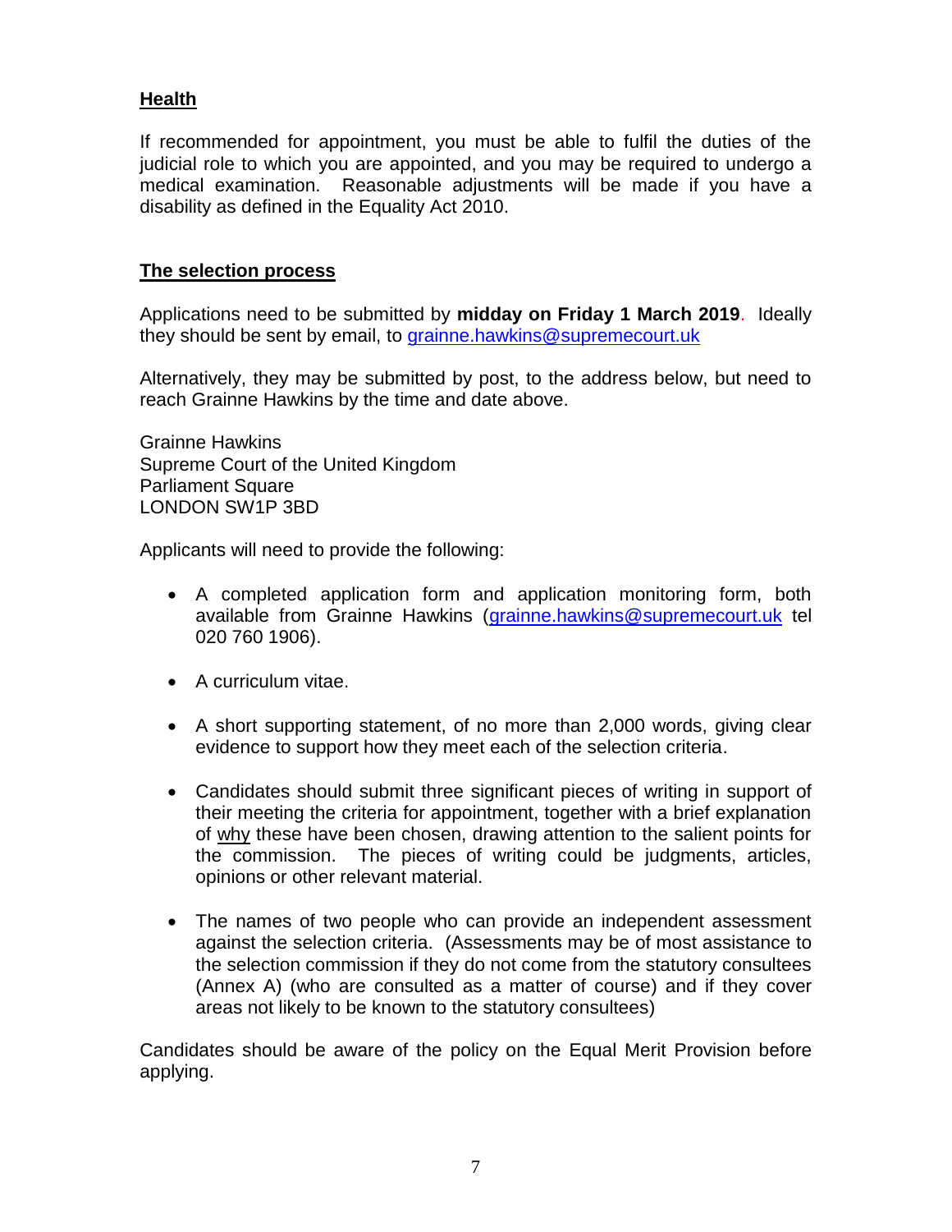## Health

If recommended for appointment, you must be able to fulfil the duties of the judicial role to which you are appointed, and you may be required to undergo a medical examination. Reasonable adjustments will be made if you have a disability as defined in the Equality Act 2010.

## The selection process

Applications need to be submitted by **midday on Friday 1 March 2019**. Ideally they should be sent by email, to grainne.hawkins@supremecourt.uk

Alternatively, they may be submitted by post, to the address below, but need to reach Grainne Hawkins by the time and date above.

Grainne Hawkins
Supreme Court of the United Kingdom
Parliament Square
LONDON SW1P 3BD

Applicants will need to provide the following:

- A completed application form and application monitoring form, both available from Grainne Hawkins (grainne.hawkins@supremecourt.uk tel 020 760 1906).
- A curriculum vitae.
- A short supporting statement, of no more than 2,000 words, giving clear evidence to support how they meet each of the selection criteria.
- Candidates should submit three significant pieces of writing in support of their meeting the criteria for appointment, together with a brief explanation of why these have been chosen, drawing attention to the salient points for the commission. The pieces of writing could be judgments, articles, opinions or other relevant material.
- The names of two people who can provide an independent assessment against the selection criteria. (Assessments may be of most assistance to the selection commission if they do not come from the statutory consultees (Annex A) (who are consulted as a matter of course) and if they cover areas not likely to be known to the statutory consultees)

Candidates should be aware of the policy on the Equal Merit Provision before applying.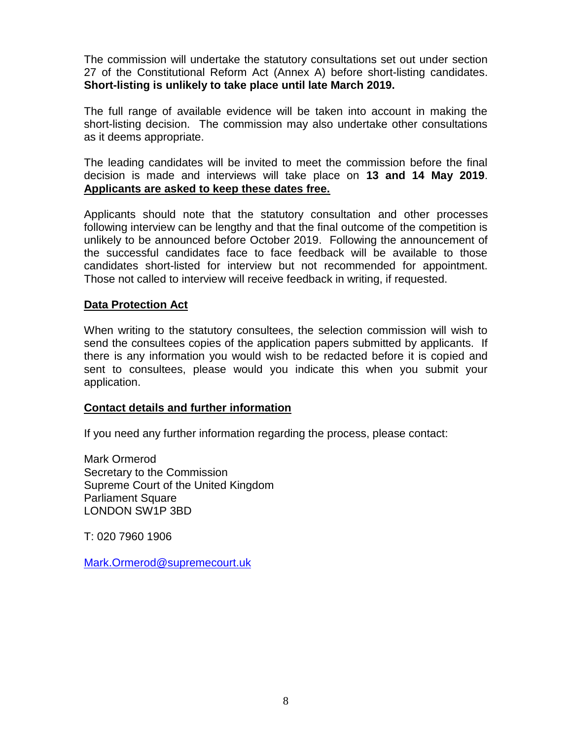The commission will undertake the statutory consultations set out under section 27 of the Constitutional Reform Act (Annex A) before short-listing candidates. **Short-listing is unlikely to take place until late March 2019.**

The full range of available evidence will be taken into account in making the short-listing decision. The commission may also undertake other consultations as it deems appropriate.

The leading candidates will be invited to meet the commission before the final decision is made and interviews will take place on **13 and 14 May 2019**. **Applicants are asked to keep these dates free.**

Applicants should note that the statutory consultation and other processes following interview can be lengthy and that the final outcome of the competition is unlikely to be announced before October 2019. Following the announcement of the successful candidates face to face feedback will be available to those candidates short-listed for interview but not recommended for appointment. Those not called to interview will receive feedback in writing, if requested.

**Data Protection Act**

When writing to the statutory consultees, the selection commission will wish to send the consultees copies of the application papers submitted by applicants. If there is any information you would wish to be redacted before it is copied and sent to consultees, please would you indicate this when you submit your application.

**Contact details and further information**

If you need any further information regarding the process, please contact:

Mark Ormerod
Secretary to the Commission
Supreme Court of the United Kingdom
Parliament Square
LONDON SW1P 3BD

T: 020 7960 1906

Mark.Ormerod@supremecourt.uk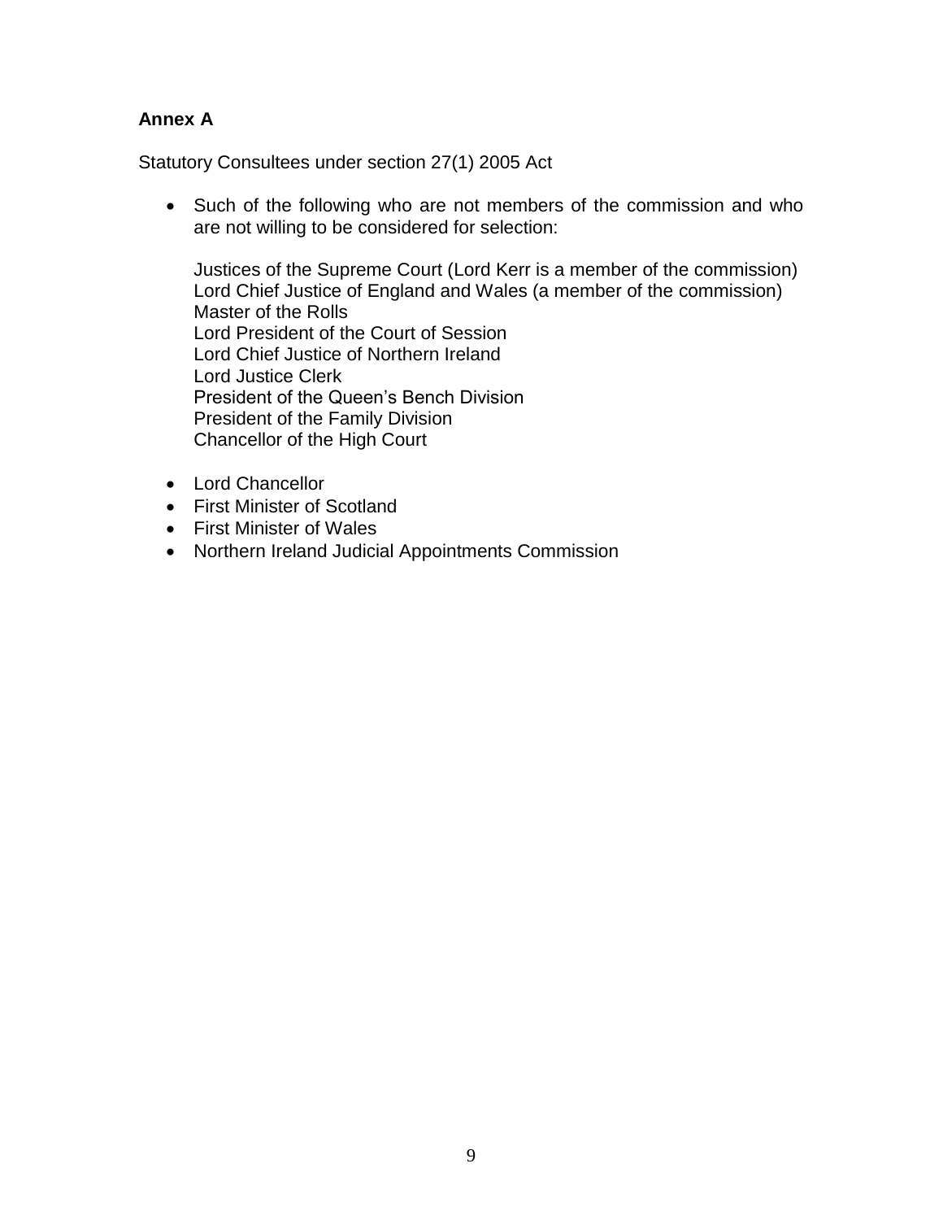**Annex A**

Statutory Consultees under section 27(1) 2005 Act

- Such of the following who are not members of the commission and who are not willing to be considered for selection:

  Justices of the Supreme Court (Lord Kerr is a member of the commission)
  Lord Chief Justice of England and Wales (a member of the commission)
  Master of the Rolls
  Lord President of the Court of Session
  Lord Chief Justice of Northern Ireland
  Lord Justice Clerk
  President of the Queen's Bench Division
  President of the Family Division
  Chancellor of the High Court

- Lord Chancellor
- First Minister of Scotland
- First Minister of Wales
- Northern Ireland Judicial Appointments Commission